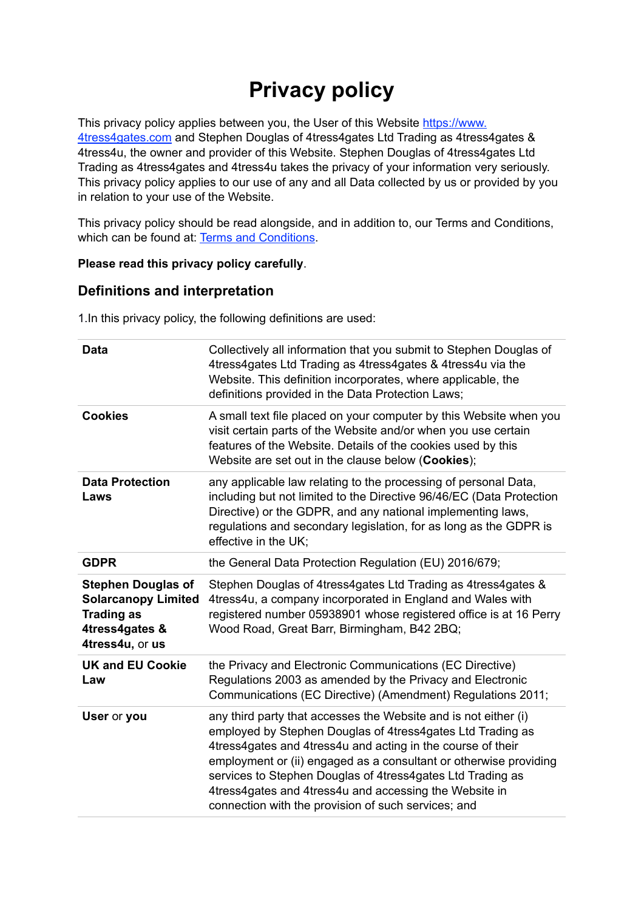# Privacy policy

This privacy policy applies between you, the User of this Website [https://www.4tress4gates.com](https://www.4tress4gates.com) and Stephen Douglas of 4tress4gates Ltd Trading as 4tress4gates & 4tress4u, the owner and provider of this Website. Stephen Douglas of 4tress4gates Ltd Trading as 4tress4gates and 4tress4u takes the privacy of your information very seriously. This privacy policy applies to our use of any and all Data collected by us or provided by you in relation to your use of the Website.

This privacy policy should be read alongside, and in addition to, our Terms and Conditions, which can be found at: [Terms and Conditions]().

**Please read this privacy policy carefully**.

## Definitions and interpretation

1.In this privacy policy, the following definitions are used:

| | |
|---|---|
| **Data** | Collectively all information that you submit to Stephen Douglas of 4tress4gates Ltd Trading as 4tress4gates & 4tress4u via the Website. This definition incorporates, where applicable, the definitions provided in the Data Protection Laws; |
| **Cookies** | A small text file placed on your computer by this Website when you visit certain parts of the Website and/or when you use certain features of the Website. Details of the cookies used by this Website are set out in the clause below (**Cookies**); |
| **Data Protection Laws** | any applicable law relating to the processing of personal Data, including but not limited to the Directive 96/46/EC (Data Protection Directive) or the GDPR, and any national implementing laws, regulations and secondary legislation, for as long as the GDPR is effective in the UK; |
| **GDPR** | the General Data Protection Regulation (EU) 2016/679; |
| **Stephen Douglas of Solarcanopy Limited Trading as 4tress4gates & 4tress4u**, or **us** | Stephen Douglas of 4tress4gates Ltd Trading as 4tress4gates & 4tress4u, a company incorporated in England and Wales with registered number 05938901 whose registered office is at 16 Perry Wood Road, Great Barr, Birmingham, B42 2BQ; |
| **UK and EU Cookie Law** | the Privacy and Electronic Communications (EC Directive) Regulations 2003 as amended by the Privacy and Electronic Communications (EC Directive) (Amendment) Regulations 2011; |
| **User** or **you** | any third party that accesses the Website and is not either (i) employed by Stephen Douglas of 4tress4gates Ltd Trading as 4tress4gates and 4tress4u and acting in the course of their employment or (ii) engaged as a consultant or otherwise providing services to Stephen Douglas of 4tress4gates Ltd Trading as 4tress4gates and 4tress4u and accessing the Website in connection with the provision of such services; and |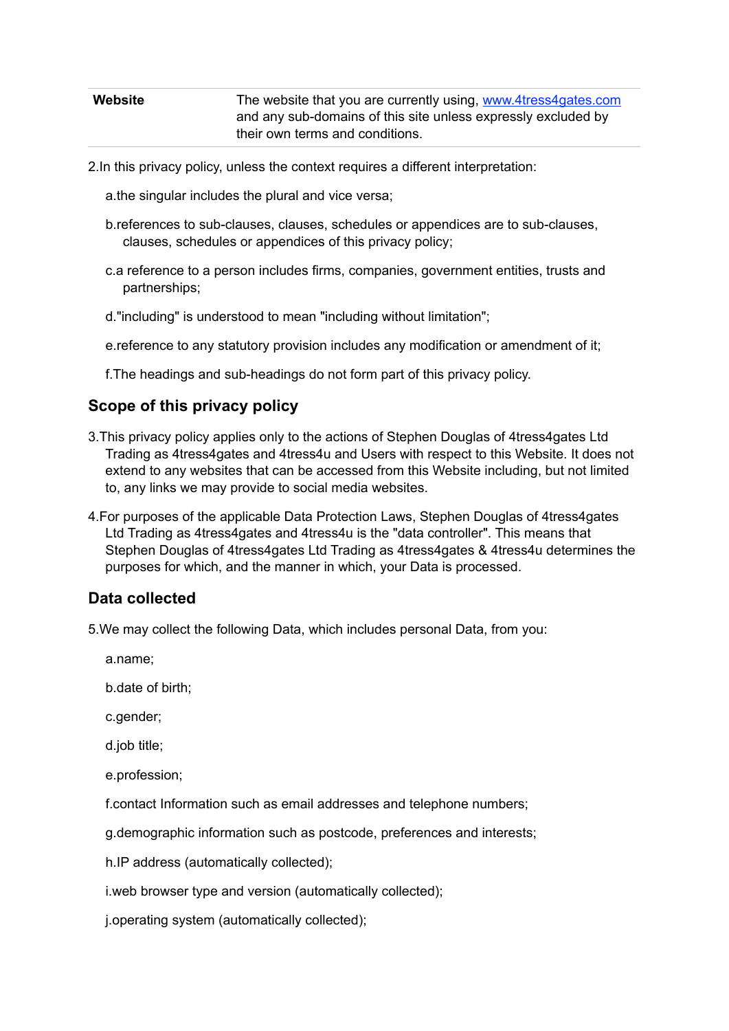| | |
|---|---|
| **Website** | The website that you are currently using, [www.4tress4gates.com](www.4tress4gates.com) and any sub-domains of this site unless expressly excluded by their own terms and conditions. |

2.In this privacy policy, unless the context requires a different interpretation:

a.the singular includes the plural and vice versa;

b.references to sub-clauses, clauses, schedules or appendices are to sub-clauses, clauses, schedules or appendices of this privacy policy;

c.a reference to a person includes firms, companies, government entities, trusts and partnerships;

d."including" is understood to mean "including without limitation";

e.reference to any statutory provision includes any modification or amendment of it;

f.The headings and sub-headings do not form part of this privacy policy.

## Scope of this privacy policy

3.This privacy policy applies only to the actions of Stephen Douglas of 4tress4gates Ltd Trading as 4tress4gates and 4tress4u and Users with respect to this Website. It does not extend to any websites that can be accessed from this Website including, but not limited to, any links we may provide to social media websites.

4.For purposes of the applicable Data Protection Laws, Stephen Douglas of 4tress4gates Ltd Trading as 4tress4gates and 4tress4u is the "data controller". This means that Stephen Douglas of 4tress4gates Ltd Trading as 4tress4gates & 4tress4u determines the purposes for which, and the manner in which, your Data is processed.

## Data collected

5.We may collect the following Data, which includes personal Data, from you:

a.name;

b.date of birth;

c.gender;

d.job title;

e.profession;

f.contact Information such as email addresses and telephone numbers;

g.demographic information such as postcode, preferences and interests;

h.IP address (automatically collected);

i.web browser type and version (automatically collected);

j.operating system (automatically collected);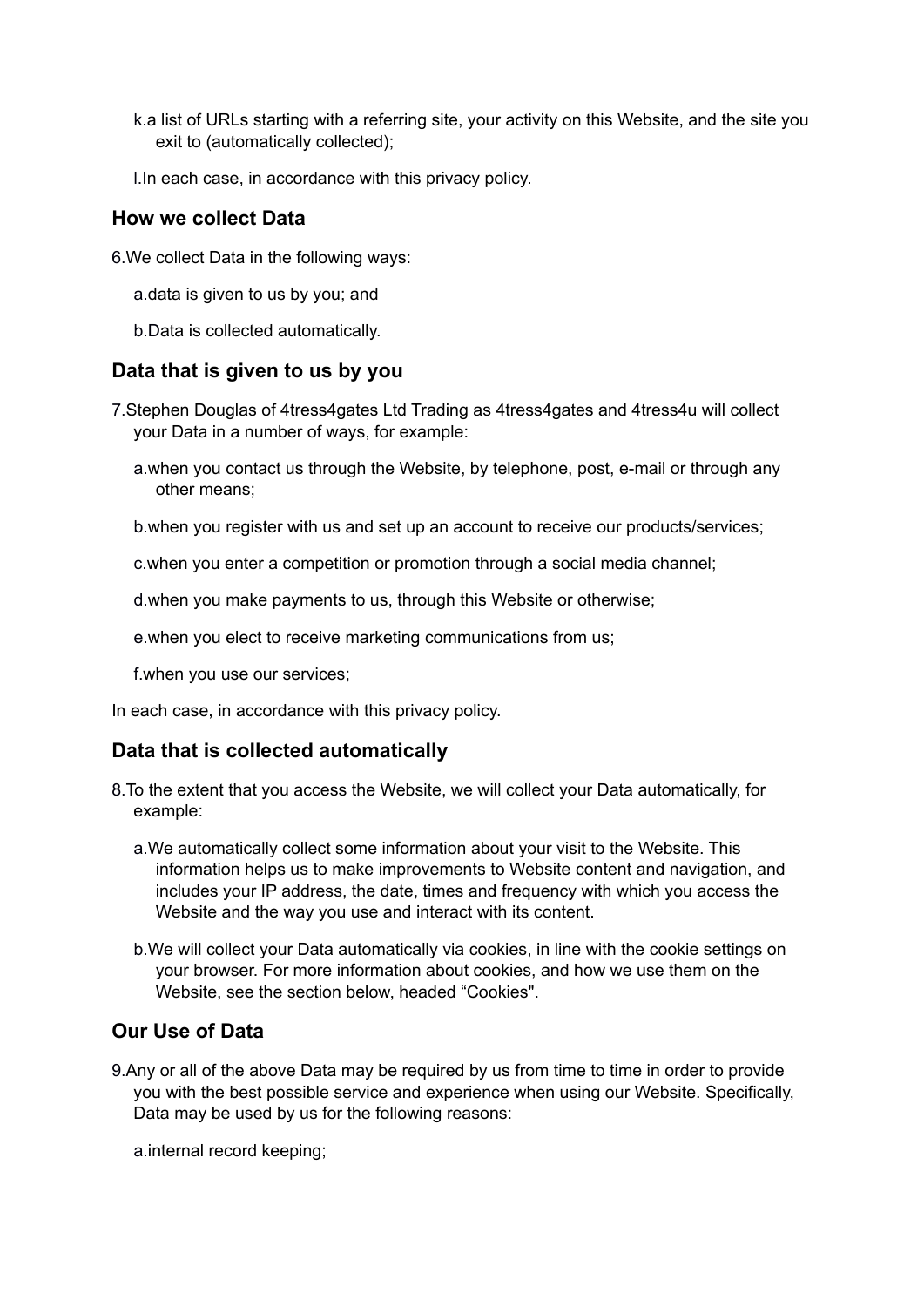k. a list of URLs starting with a referring site, your activity on this Website, and the site you exit to (automatically collected);

l. In each case, in accordance with this privacy policy.

## How we collect Data

6. We collect Data in the following ways:

   a. data is given to us by you; and

   b. Data is collected automatically.

## Data that is given to us by you

7. Stephen Douglas of 4tress4gates Ltd Trading as 4tress4gates and 4tress4u will collect your Data in a number of ways, for example:

   a. when you contact us through the Website, by telephone, post, e-mail or through any other means;

   b. when you register with us and set up an account to receive our products/services;

   c. when you enter a competition or promotion through a social media channel;

   d. when you make payments to us, through this Website or otherwise;

   e. when you elect to receive marketing communications from us;

   f. when you use our services;

In each case, in accordance with this privacy policy.

## Data that is collected automatically

8. To the extent that you access the Website, we will collect your Data automatically, for example:

   a. We automatically collect some information about your visit to the Website. This information helps us to make improvements to Website content and navigation, and includes your IP address, the date, times and frequency with which you access the Website and the way you use and interact with its content.

   b. We will collect your Data automatically via cookies, in line with the cookie settings on your browser. For more information about cookies, and how we use them on the Website, see the section below, headed "Cookies".

## Our Use of Data

9. Any or all of the above Data may be required by us from time to time in order to provide you with the best possible service and experience when using our Website. Specifically, Data may be used by us for the following reasons:

   a. internal record keeping;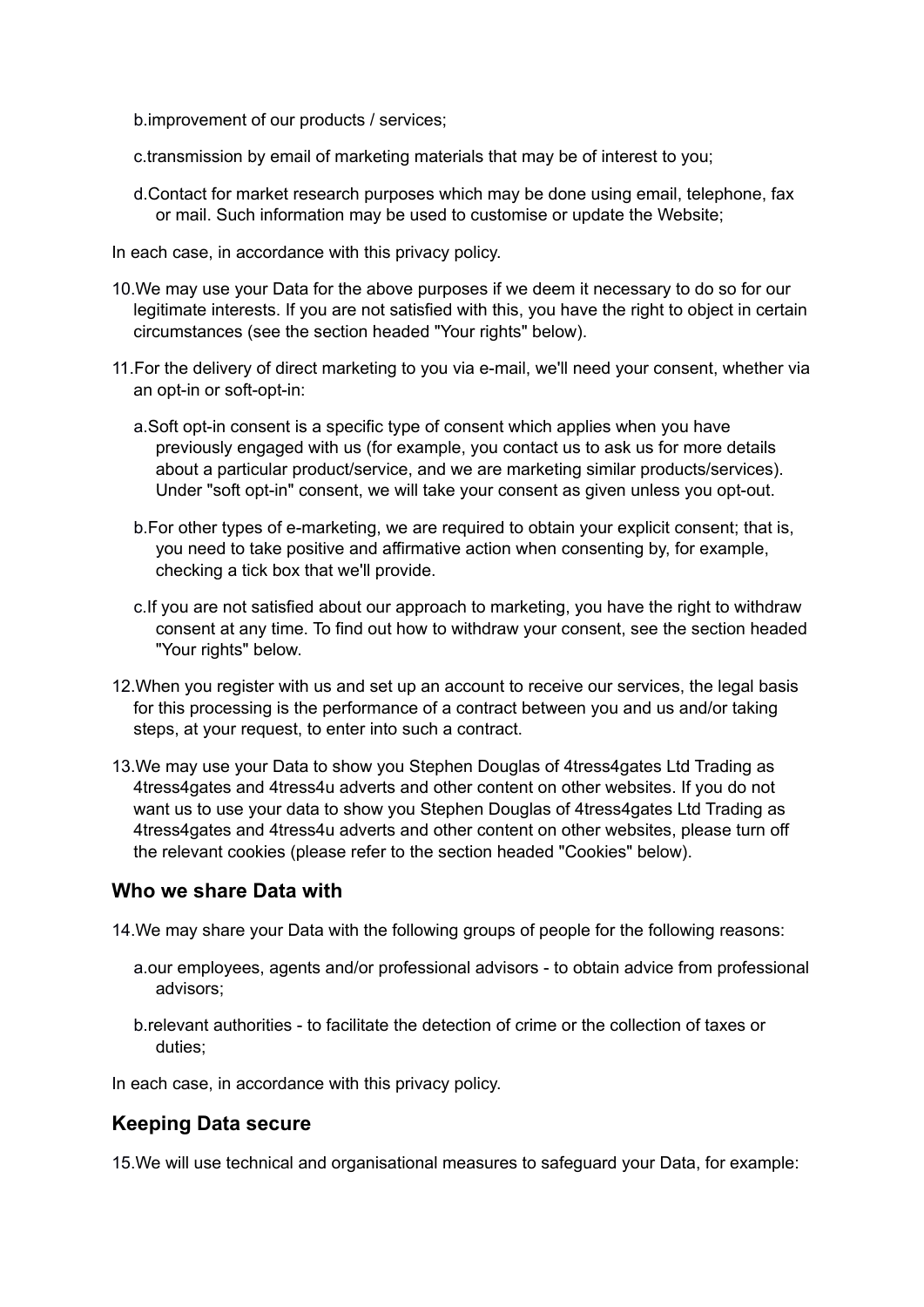b. improvement of our products / services;

c. transmission by email of marketing materials that may be of interest to you;

d. Contact for market research purposes which may be done using email, telephone, fax or mail. Such information may be used to customise or update the Website;

In each case, in accordance with this privacy policy.

10. We may use your Data for the above purposes if we deem it necessary to do so for our legitimate interests. If you are not satisfied with this, you have the right to object in certain circumstances (see the section headed "Your rights" below).

11. For the delivery of direct marketing to you via e-mail, we'll need your consent, whether via an opt-in or soft-opt-in:

    a. Soft opt-in consent is a specific type of consent which applies when you have previously engaged with us (for example, you contact us to ask us for more details about a particular product/service, and we are marketing similar products/services). Under "soft opt-in" consent, we will take your consent as given unless you opt-out.

    b. For other types of e-marketing, we are required to obtain your explicit consent; that is, you need to take positive and affirmative action when consenting by, for example, checking a tick box that we'll provide.

    c. If you are not satisfied about our approach to marketing, you have the right to withdraw consent at any time. To find out how to withdraw your consent, see the section headed "Your rights" below.

12. When you register with us and set up an account to receive our services, the legal basis for this processing is the performance of a contract between you and us and/or taking steps, at your request, to enter into such a contract.

13. We may use your Data to show you Stephen Douglas of 4tress4gates Ltd Trading as 4tress4gates and 4tress4u adverts and other content on other websites. If you do not want us to use your data to show you Stephen Douglas of 4tress4gates Ltd Trading as 4tress4gates and 4tress4u adverts and other content on other websites, please turn off the relevant cookies (please refer to the section headed "Cookies" below).

## Who we share Data with

14. We may share your Data with the following groups of people for the following reasons:

    a. our employees, agents and/or professional advisors - to obtain advice from professional advisors;

    b. relevant authorities - to facilitate the detection of crime or the collection of taxes or duties;

In each case, in accordance with this privacy policy.

## Keeping Data secure

15. We will use technical and organisational measures to safeguard your Data, for example: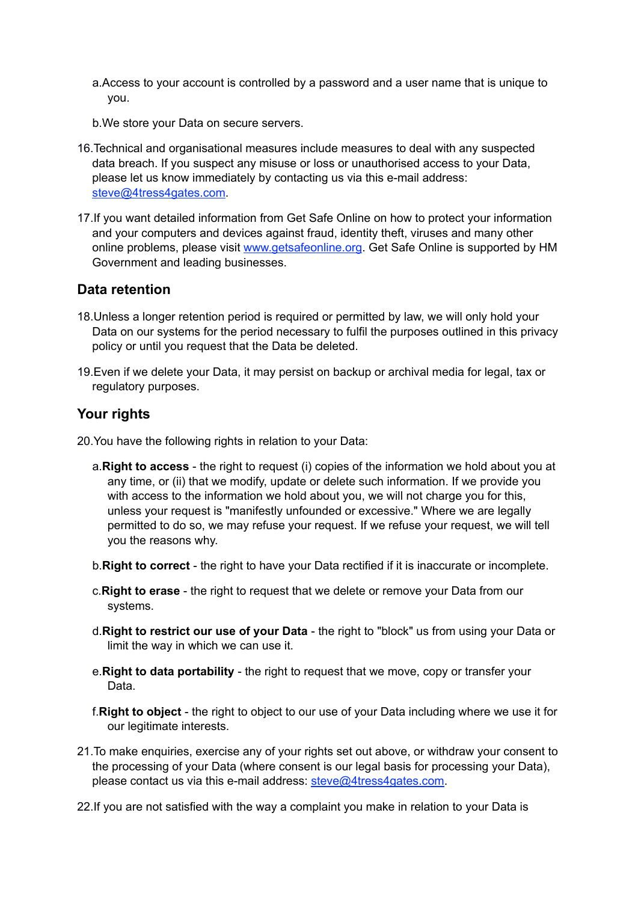a. Access to your account is controlled by a password and a user name that is unique to you.

b. We store your Data on secure servers.

16. Technical and organisational measures include measures to deal with any suspected data breach. If you suspect any misuse or loss or unauthorised access to your Data, please let us know immediately by contacting us via this e-mail address: [steve@4tress4gates.com](mailto:steve@4tress4gates.com).

17. If you want detailed information from Get Safe Online on how to protect your information and your computers and devices against fraud, identity theft, viruses and many other online problems, please visit [www.getsafeonline.org](http://www.getsafeonline.org). Get Safe Online is supported by HM Government and leading businesses.

## Data retention

18. Unless a longer retention period is required or permitted by law, we will only hold your Data on our systems for the period necessary to fulfil the purposes outlined in this privacy policy or until you request that the Data be deleted.

19. Even if we delete your Data, it may persist on backup or archival media for legal, tax or regulatory purposes.

## Your rights

20. You have the following rights in relation to your Data:

    a. **Right to access** - the right to request (i) copies of the information we hold about you at any time, or (ii) that we modify, update or delete such information. If we provide you with access to the information we hold about you, we will not charge you for this, unless your request is "manifestly unfounded or excessive." Where we are legally permitted to do so, we may refuse your request. If we refuse your request, we will tell you the reasons why.

    b. **Right to correct** - the right to have your Data rectified if it is inaccurate or incomplete.

    c. **Right to erase** - the right to request that we delete or remove your Data from our systems.

    d. **Right to restrict our use of your Data** - the right to "block" us from using your Data or limit the way in which we can use it.

    e. **Right to data portability** - the right to request that we move, copy or transfer your Data.

    f. **Right to object** - the right to object to our use of your Data including where we use it for our legitimate interests.

21. To make enquiries, exercise any of your rights set out above, or withdraw your consent to the processing of your Data (where consent is our legal basis for processing your Data), please contact us via this e-mail address: [steve@4tress4gates.com](mailto:steve@4tress4gates.com).

22. If you are not satisfied with the way a complaint you make in relation to your Data is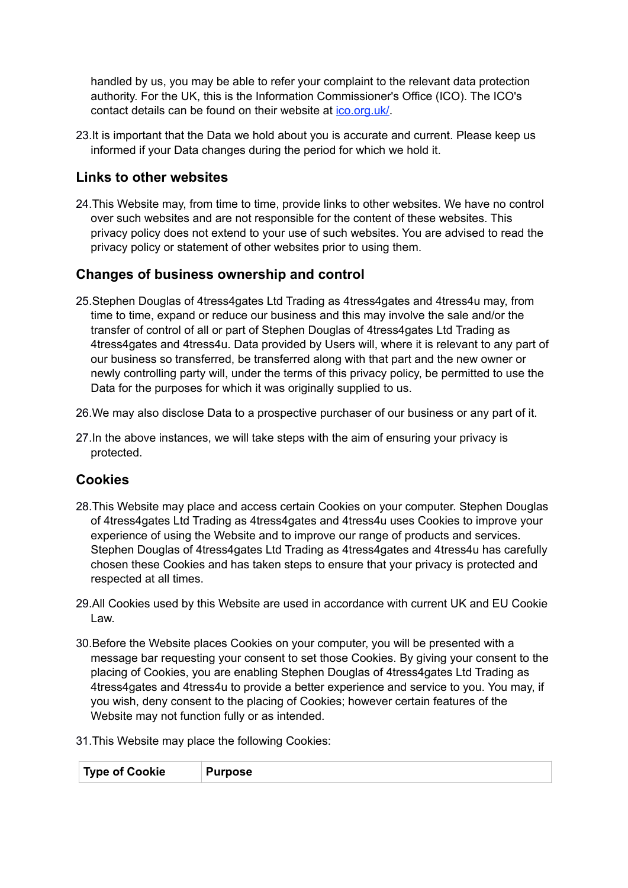handled by us, you may be able to refer your complaint to the relevant data protection authority. For the UK, this is the Information Commissioner's Office (ICO). The ICO's contact details can be found on their website at [ico.org.uk/](ico.org.uk/).

23. It is important that the Data we hold about you is accurate and current. Please keep us informed if your Data changes during the period for which we hold it.

## Links to other websites

24. This Website may, from time to time, provide links to other websites. We have no control over such websites and are not responsible for the content of these websites. This privacy policy does not extend to your use of such websites. You are advised to read the privacy policy or statement of other websites prior to using them.

## Changes of business ownership and control

25. Stephen Douglas of 4tress4gates Ltd Trading as 4tress4gates and 4tress4u may, from time to time, expand or reduce our business and this may involve the sale and/or the transfer of control of all or part of Stephen Douglas of 4tress4gates Ltd Trading as 4tress4gates and 4tress4u. Data provided by Users will, where it is relevant to any part of our business so transferred, be transferred along with that part and the new owner or newly controlling party will, under the terms of this privacy policy, be permitted to use the Data for the purposes for which it was originally supplied to us.

26. We may also disclose Data to a prospective purchaser of our business or any part of it.

27. In the above instances, we will take steps with the aim of ensuring your privacy is protected.

## Cookies

28. This Website may place and access certain Cookies on your computer. Stephen Douglas of 4tress4gates Ltd Trading as 4tress4gates and 4tress4u uses Cookies to improve your experience of using the Website and to improve our range of products and services. Stephen Douglas of 4tress4gates Ltd Trading as 4tress4gates and 4tress4u has carefully chosen these Cookies and has taken steps to ensure that your privacy is protected and respected at all times.

29. All Cookies used by this Website are used in accordance with current UK and EU Cookie Law.

30. Before the Website places Cookies on your computer, you will be presented with a message bar requesting your consent to set those Cookies. By giving your consent to the placing of Cookies, you are enabling Stephen Douglas of 4tress4gates Ltd Trading as 4tress4gates and 4tress4u to provide a better experience and service to you. You may, if you wish, deny consent to the placing of Cookies; however certain features of the Website may not function fully or as intended.

31. This Website may place the following Cookies:

| Type of Cookie | Purpose |
|---|---|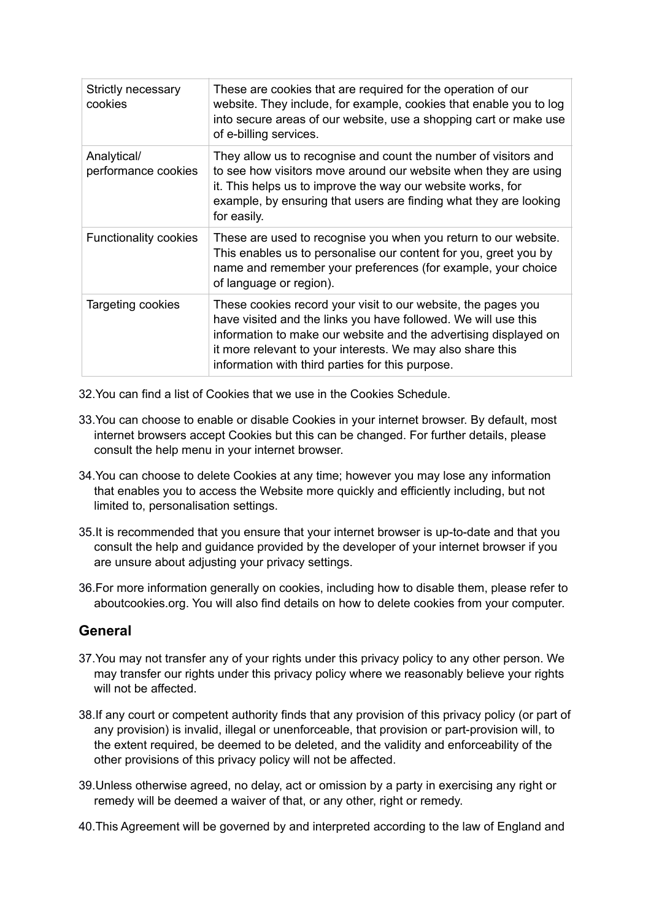| Strictly necessary cookies | These are cookies that are required for the operation of our website. They include, for example, cookies that enable you to log into secure areas of our website, use a shopping cart or make use of e-billing services. |
|---|---|
| Analytical/ performance cookies | They allow us to recognise and count the number of visitors and to see how visitors move around our website when they are using it. This helps us to improve the way our website works, for example, by ensuring that users are finding what they are looking for easily. |
| Functionality cookies | These are used to recognise you when you return to our website. This enables us to personalise our content for you, greet you by name and remember your preferences (for example, your choice of language or region). |
| Targeting cookies | These cookies record your visit to our website, the pages you have visited and the links you have followed. We will use this information to make our website and the advertising displayed on it more relevant to your interests. We may also share this information with third parties for this purpose. |

32. You can find a list of Cookies that we use in the Cookies Schedule.

33. You can choose to enable or disable Cookies in your internet browser. By default, most internet browsers accept Cookies but this can be changed. For further details, please consult the help menu in your internet browser.

34. You can choose to delete Cookies at any time; however you may lose any information that enables you to access the Website more quickly and efficiently including, but not limited to, personalisation settings.

35. It is recommended that you ensure that your internet browser is up-to-date and that you consult the help and guidance provided by the developer of your internet browser if you are unsure about adjusting your privacy settings.

36. For more information generally on cookies, including how to disable them, please refer to aboutcookies.org. You will also find details on how to delete cookies from your computer.

## General

37. You may not transfer any of your rights under this privacy policy to any other person. We may transfer our rights under this privacy policy where we reasonably believe your rights will not be affected.

38. If any court or competent authority finds that any provision of this privacy policy (or part of any provision) is invalid, illegal or unenforceable, that provision or part-provision will, to the extent required, be deemed to be deleted, and the validity and enforceability of the other provisions of this privacy policy will not be affected.

39. Unless otherwise agreed, no delay, act or omission by a party in exercising any right or remedy will be deemed a waiver of that, or any other, right or remedy.

40. This Agreement will be governed by and interpreted according to the law of England and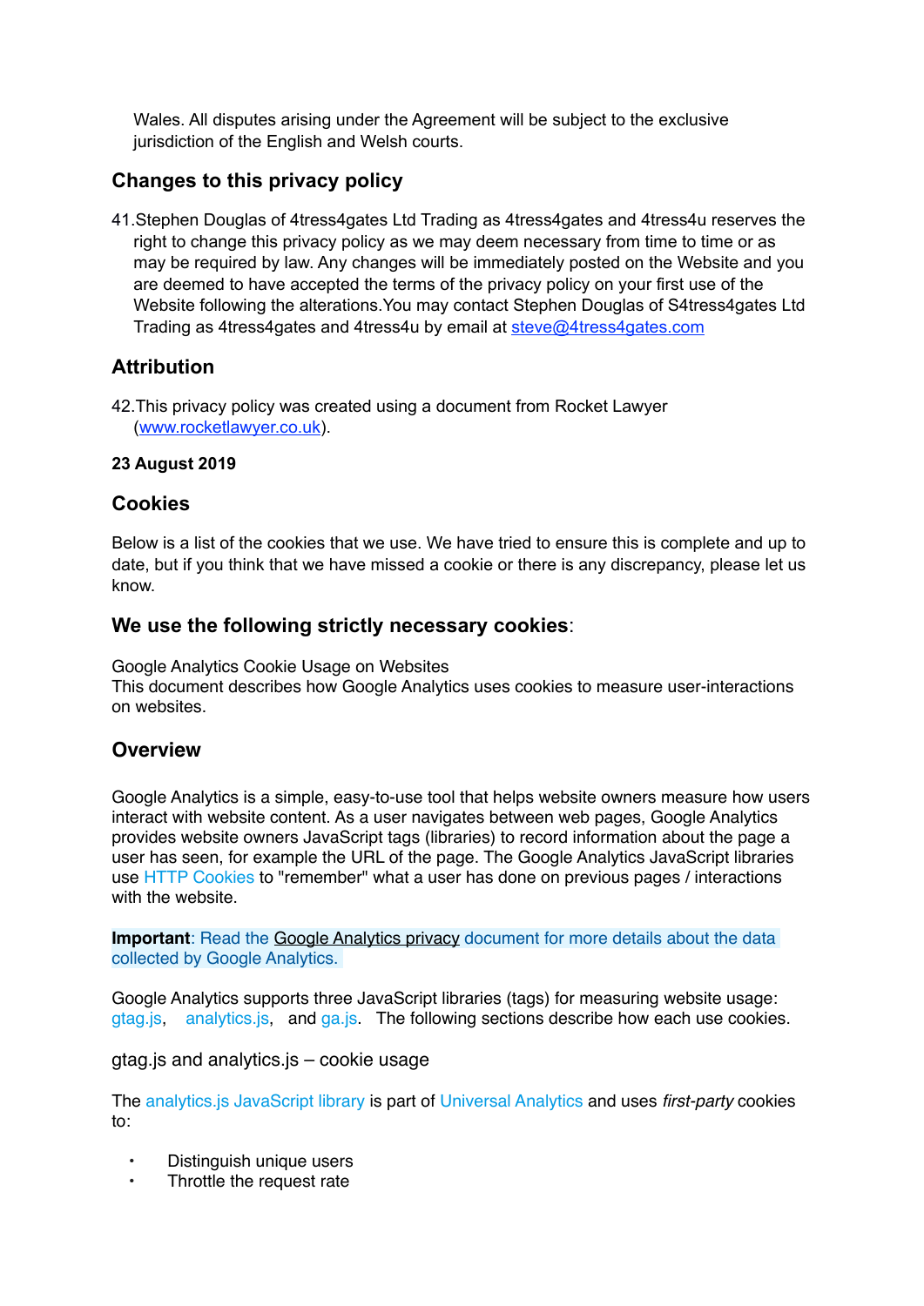Wales. All disputes arising under the Agreement will be subject to the exclusive jurisdiction of the English and Welsh courts.

## Changes to this privacy policy

41. Stephen Douglas of 4tress4gates Ltd Trading as 4tress4gates and 4tress4u reserves the right to change this privacy policy as we may deem necessary from time to time or as may be required by law. Any changes will be immediately posted on the Website and you are deemed to have accepted the terms of the privacy policy on your first use of the Website following the alterations.You may contact Stephen Douglas of S4tress4gates Ltd Trading as 4tress4gates and 4tress4u by email at steve@4tress4gates.com

## Attribution

42. This privacy policy was created using a document from Rocket Lawyer (www.rocketlawyer.co.uk).

**23 August 2019**

## Cookies

Below is a list of the cookies that we use. We have tried to ensure this is complete and up to date, but if you think that we have missed a cookie or there is any discrepancy, please let us know.

## **We use the following strictly necessary cookies**:

Google Analytics Cookie Usage on Websites
This document describes how Google Analytics uses cookies to measure user-interactions on websites.

## Overview

Google Analytics is a simple, easy-to-use tool that helps website owners measure how users interact with website content. As a user navigates between web pages, Google Analytics provides website owners JavaScript tags (libraries) to record information about the page a user has seen, for example the URL of the page. The Google Analytics JavaScript libraries use HTTP Cookies to "remember" what a user has done on previous pages / interactions with the website.

**Important**: Read the Google Analytics privacy document for more details about the data collected by Google Analytics.

Google Analytics supports three JavaScript libraries (tags) for measuring website usage: gtag.js, analytics.js, and ga.js. The following sections describe how each use cookies.

gtag.js and analytics.js – cookie usage

The analytics.js JavaScript library is part of Universal Analytics and uses *first-party* cookies to:

- Distinguish unique users
- Throttle the request rate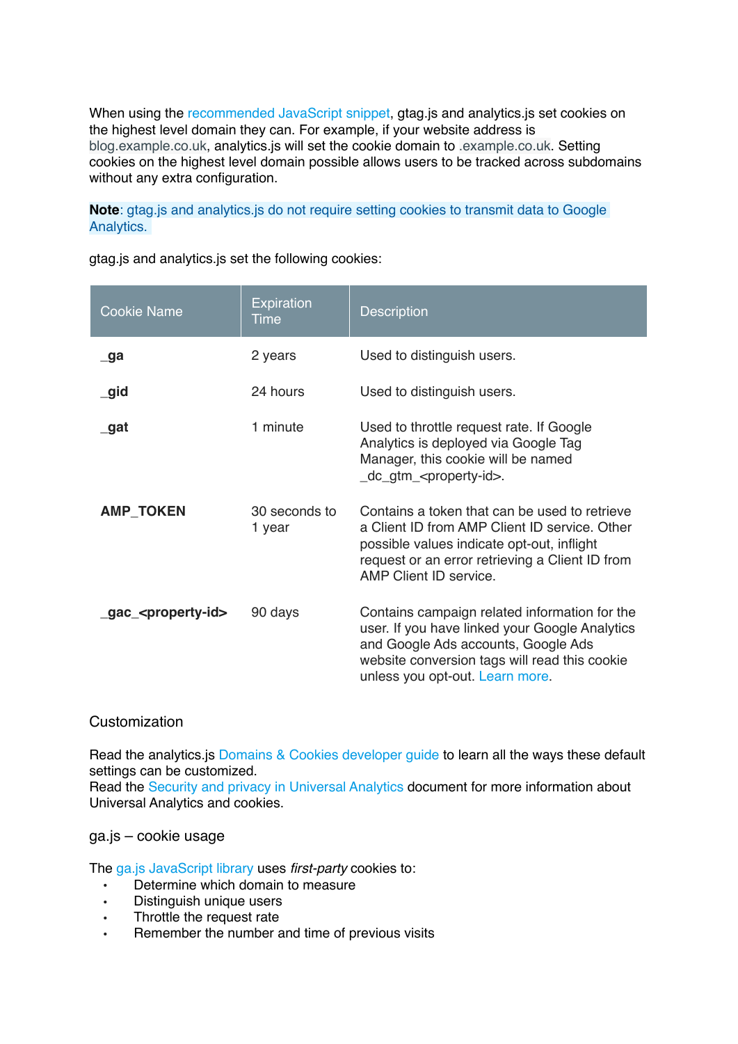When using the recommended JavaScript snippet, gtag.js and analytics.js set cookies on the highest level domain they can. For example, if your website address is blog.example.co.uk, analytics.js will set the cookie domain to .example.co.uk. Setting cookies on the highest level domain possible allows users to be tracked across subdomains without any extra configuration.

**Note**: gtag.js and analytics.js do not require setting cookies to transmit data to Google Analytics.

gtag.js and analytics.js set the following cookies:

| Cookie Name | Expiration Time | Description |
|---|---|---|
| **_ga** | 2 years | Used to distinguish users. |
| **_gid** | 24 hours | Used to distinguish users. |
| **_gat** | 1 minute | Used to throttle request rate. If Google Analytics is deployed via Google Tag Manager, this cookie will be named _dc_gtm_<property-id>. |
| **AMP_TOKEN** | 30 seconds to 1 year | Contains a token that can be used to retrieve a Client ID from AMP Client ID service. Other possible values indicate opt-out, inflight request or an error retrieving a Client ID from AMP Client ID service. |
| **_gac_<property-id>** | 90 days | Contains campaign related information for the user. If you have linked your Google Analytics and Google Ads accounts, Google Ads website conversion tags will read this cookie unless you opt-out. Learn more. |

## Customization

Read the analytics.js Domains & Cookies developer guide to learn all the ways these default settings can be customized.
Read the Security and privacy in Universal Analytics document for more information about Universal Analytics and cookies.

## ga.js – cookie usage

The ga.js JavaScript library uses *first-party* cookies to:

- Determine which domain to measure
- Distinguish unique users
- Throttle the request rate
- Remember the number and time of previous visits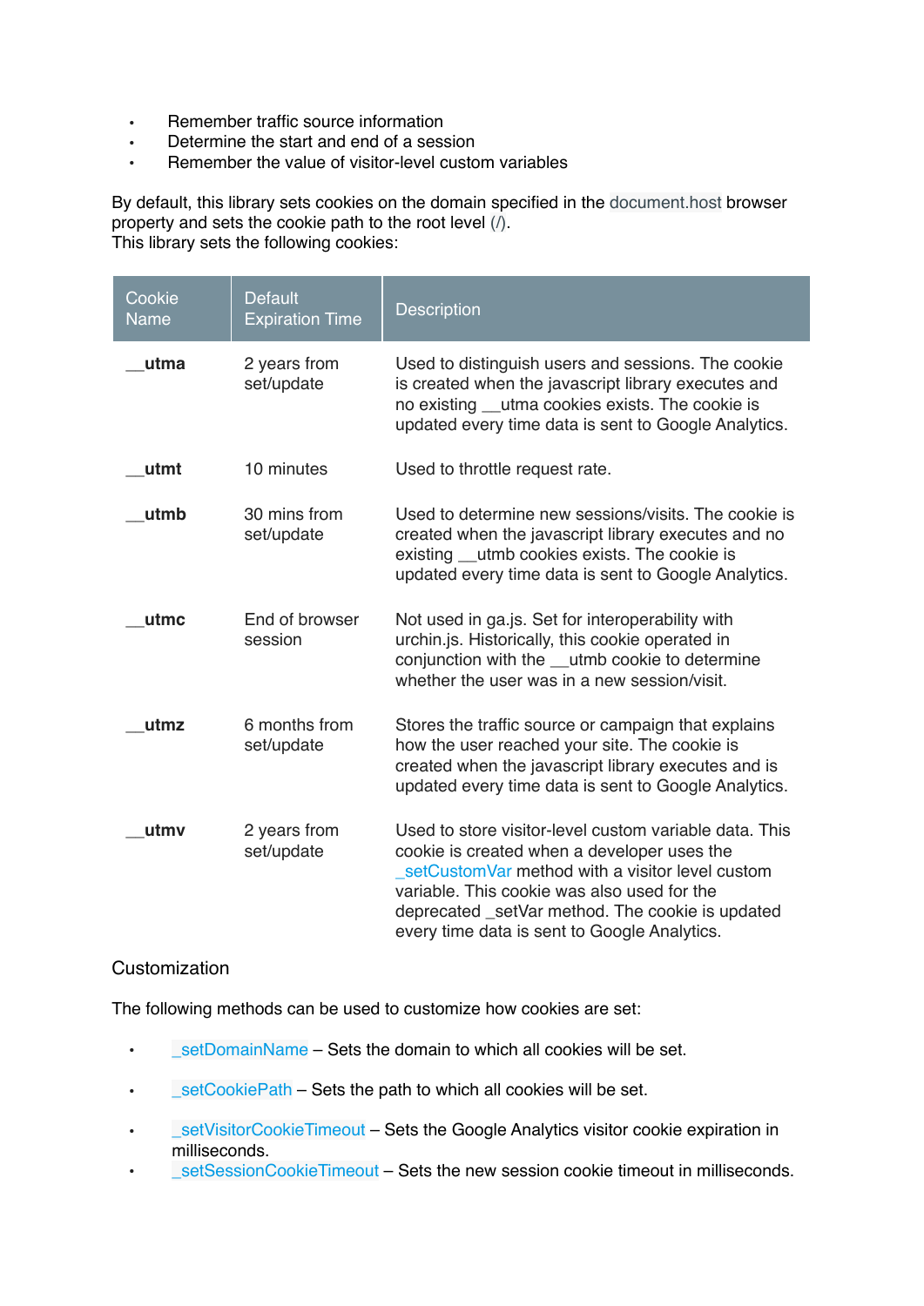- Remember traffic source information
- Determine the start and end of a session
- Remember the value of visitor-level custom variables

By default, this library sets cookies on the domain specified in the document.host browser property and sets the cookie path to the root level (/).
This library sets the following cookies:

| Cookie Name | Default Expiration Time | Description |
|---|---|---|
| **__utma** | 2 years from set/update | Used to distinguish users and sessions. The cookie is created when the javascript library executes and no existing __utma cookies exists. The cookie is updated every time data is sent to Google Analytics. |
| **__utmt** | 10 minutes | Used to throttle request rate. |
| **__utmb** | 30 mins from set/update | Used to determine new sessions/visits. The cookie is created when the javascript library executes and no existing __utmb cookies exists. The cookie is updated every time data is sent to Google Analytics. |
| **__utmc** | End of browser session | Not used in ga.js. Set for interoperability with urchin.js. Historically, this cookie operated in conjunction with the __utmb cookie to determine whether the user was in a new session/visit. |
| **__utmz** | 6 months from set/update | Stores the traffic source or campaign that explains how the user reached your site. The cookie is created when the javascript library executes and is updated every time data is sent to Google Analytics. |
| **__utmv** | 2 years from set/update | Used to store visitor-level custom variable data. This cookie is created when a developer uses the _setCustomVar method with a visitor level custom variable. This cookie was also used for the deprecated _setVar method. The cookie is updated every time data is sent to Google Analytics. |

Customization

The following methods can be used to customize how cookies are set:

- _setDomainName – Sets the domain to which all cookies will be set.
- _setCookiePath – Sets the path to which all cookies will be set.
- _setVisitorCookieTimeout – Sets the Google Analytics visitor cookie expiration in milliseconds.
- _setSessionCookieTimeout – Sets the new session cookie timeout in milliseconds.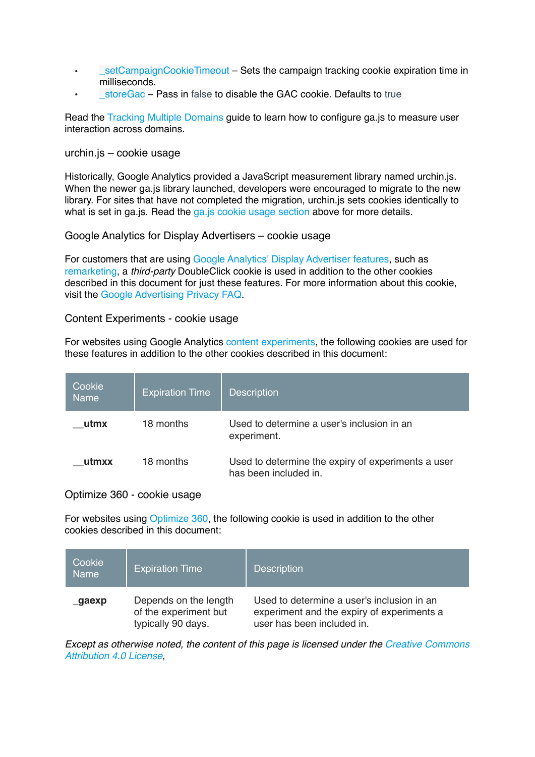- _setCampaignCookieTimeout – Sets the campaign tracking cookie expiration time in milliseconds.
- _storeGac – Pass in false to disable the GAC cookie. Defaults to true

Read the Tracking Multiple Domains guide to learn how to configure ga.js to measure user interaction across domains.

### urchin.js – cookie usage

Historically, Google Analytics provided a JavaScript measurement library named urchin.js. When the newer ga.js library launched, developers were encouraged to migrate to the new library. For sites that have not completed the migration, urchin.js sets cookies identically to what is set in ga.js. Read the ga.js cookie usage section above for more details.

### Google Analytics for Display Advertisers – cookie usage

For customers that are using Google Analytics' Display Advertiser features, such as remarketing, a *third-party* DoubleClick cookie is used in addition to the other cookies described in this document for just these features. For more information about this cookie, visit the Google Advertising Privacy FAQ.

### Content Experiments - cookie usage

For websites using Google Analytics content experiments, the following cookies are used for these features in addition to the other cookies described in this document:

| Cookie Name | Expiration Time | Description |
| --- | --- | --- |
| **__utmx** | 18 months | Used to determine a user's inclusion in an experiment. |
| **__utmxx** | 18 months | Used to determine the expiry of experiments a user has been included in. |

### Optimize 360 - cookie usage

For websites using Optimize 360, the following cookie is used in addition to the other cookies described in this document:

| Cookie Name | Expiration Time | Description |
| --- | --- | --- |
| **_gaexp** | Depends on the length of the experiment but typically 90 days. | Used to determine a user's inclusion in an experiment and the expiry of experiments a user has been included in. |

*Except as otherwise noted, the content of this page is licensed under the Creative Commons Attribution 4.0 License,*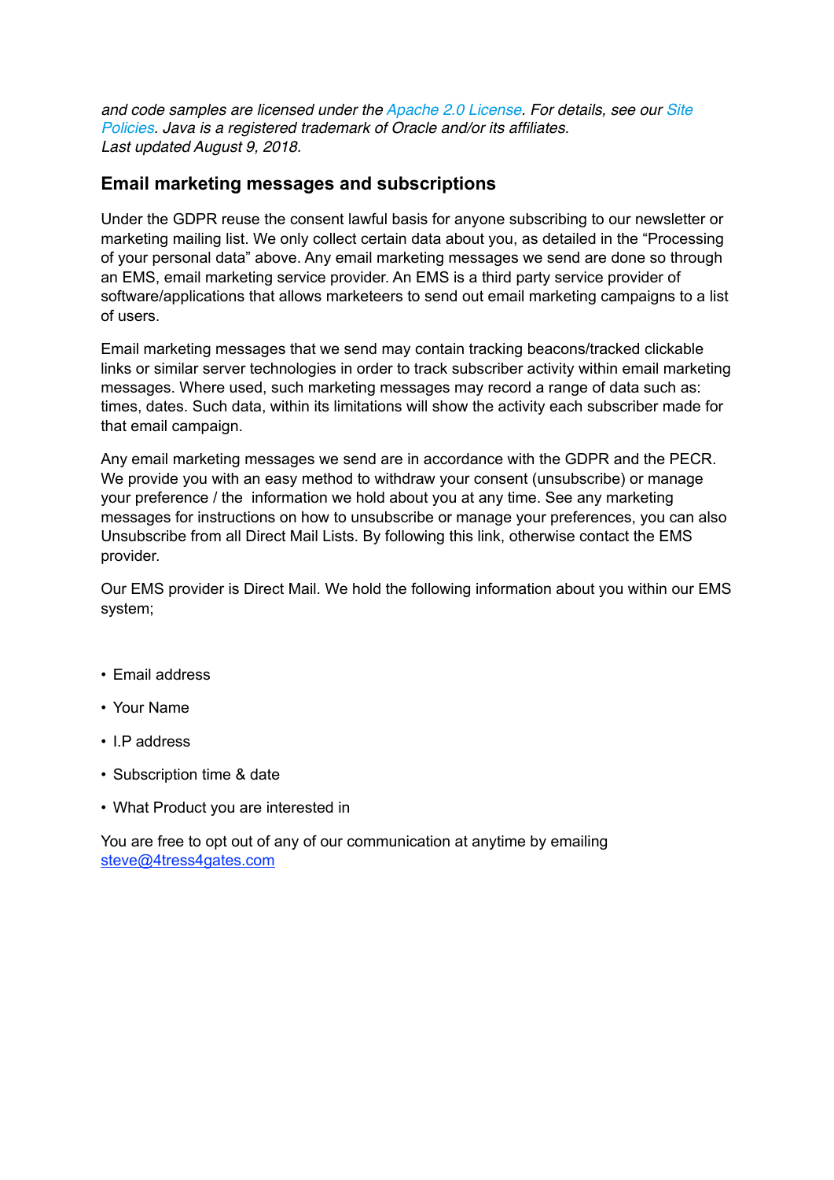*and code samples are licensed under the Apache 2.0 License. For details, see our Site Policies. Java is a registered trademark of Oracle and/or its affiliates.*
*Last updated August 9, 2018.*

## Email marketing messages and subscriptions

Under the GDPR reuse the consent lawful basis for anyone subscribing to our newsletter or marketing mailing list. We only collect certain data about you, as detailed in the "Processing of your personal data" above. Any email marketing messages we send are done so through an EMS, email marketing service provider. An EMS is a third party service provider of software/applications that allows marketeers to send out email marketing campaigns to a list of users.

Email marketing messages that we send may contain tracking beacons/tracked clickable links or similar server technologies in order to track subscriber activity within email marketing messages. Where used, such marketing messages may record a range of data such as: times, dates. Such data, within its limitations will show the activity each subscriber made for that email campaign.

Any email marketing messages we send are in accordance with the GDPR and the PECR. We provide you with an easy method to withdraw your consent (unsubscribe) or manage your preference / the information we hold about you at any time. See any marketing messages for instructions on how to unsubscribe or manage your preferences, you can also Unsubscribe from all Direct Mail Lists. By following this link, otherwise contact the EMS provider.

Our EMS provider is Direct Mail. We hold the following information about you within our EMS system;

- Email address
- Your Name
- I.P address
- Subscription time & date
- What Product you are interested in

You are free to opt out of any of our communication at anytime by emailing steve@4tress4gates.com